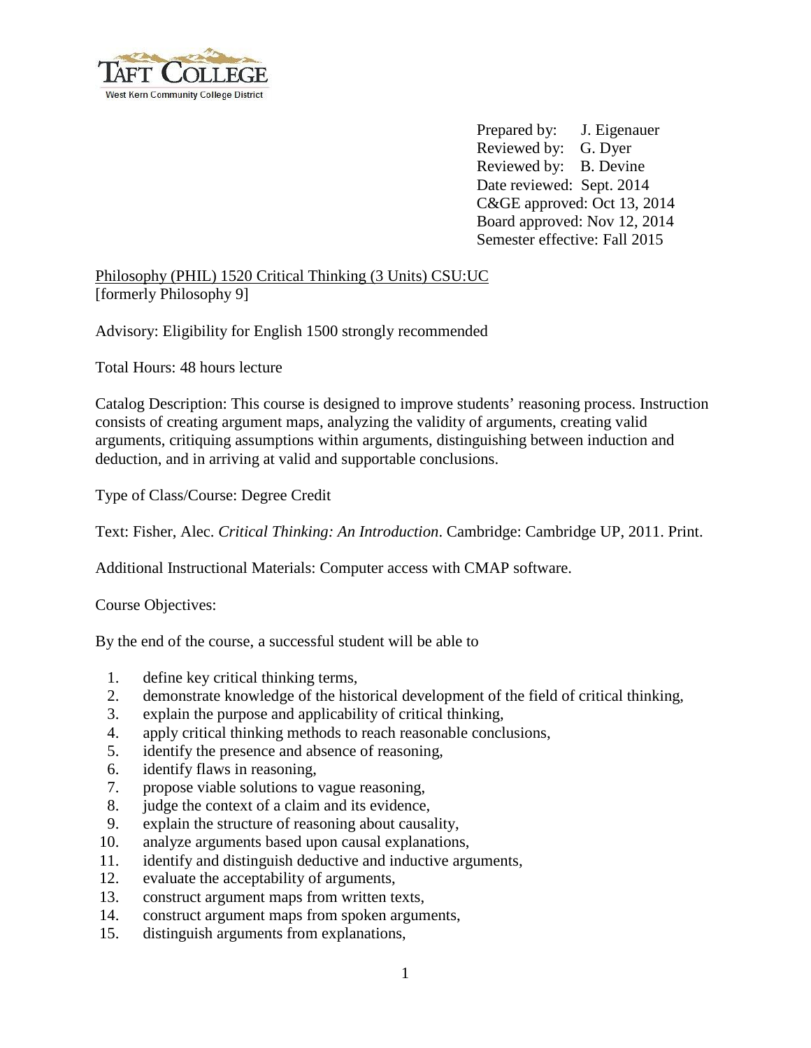Taft College
West Kern Community College District

Prepared by: J. Eigenauer
Reviewed by: G. Dyer
Reviewed by: B. Devine
Date reviewed: Sept. 2014
C&GE approved: Oct 13, 2014
Board approved: Nov 12, 2014
Semester effective: Fall 2015

Philosophy (PHIL) 1520 Critical Thinking (3 Units) CSU:UC
[formerly Philosophy 9]

Advisory: Eligibility for English 1500 strongly recommended

Total Hours: 48 hours lecture

Catalog Description: This course is designed to improve students' reasoning process. Instruction consists of creating argument maps, analyzing the validity of arguments, creating valid arguments, critiquing assumptions within arguments, distinguishing between induction and deduction, and in arriving at valid and supportable conclusions.

Type of Class/Course: Degree Credit

Text: Fisher, Alec. *Critical Thinking: An Introduction*. Cambridge: Cambridge UP, 2011. Print.

Additional Instructional Materials: Computer access with CMAP software.

Course Objectives:

By the end of the course, a successful student will be able to

1. define key critical thinking terms,
2. demonstrate knowledge of the historical development of the field of critical thinking,
3. explain the purpose and applicability of critical thinking,
4. apply critical thinking methods to reach reasonable conclusions,
5. identify the presence and absence of reasoning,
6. identify flaws in reasoning,
7. propose viable solutions to vague reasoning,
8. judge the context of a claim and its evidence,
9. explain the structure of reasoning about causality,
10. analyze arguments based upon causal explanations,
11. identify and distinguish deductive and inductive arguments,
12. evaluate the acceptability of arguments,
13. construct argument maps from written texts,
14. construct argument maps from spoken arguments,
15. distinguish arguments from explanations,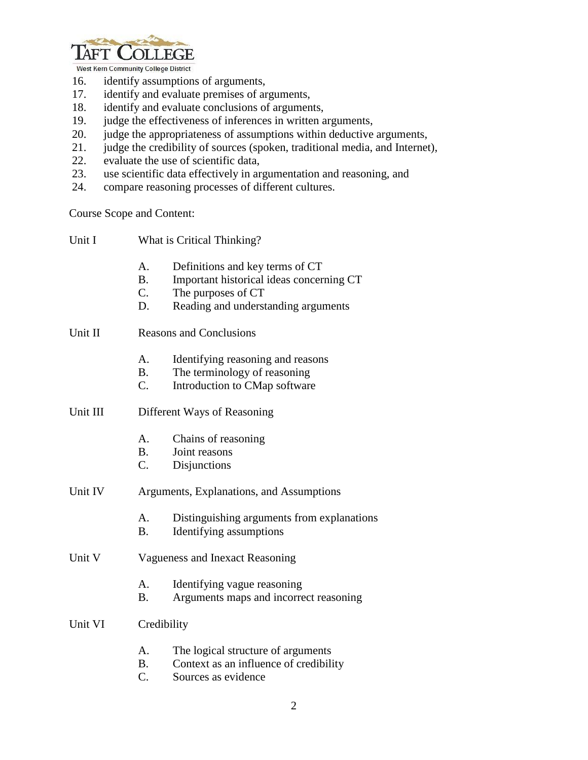16. identify assumptions of arguments,
17. identify and evaluate premises of arguments,
18. identify and evaluate conclusions of arguments,
19. judge the effectiveness of inferences in written arguments,
20. judge the appropriateness of assumptions within deductive arguments,
21. judge the credibility of sources (spoken, traditional media, and Internet),
22. evaluate the use of scientific data,
23. use scientific data effectively in argumentation and reasoning, and
24. compare reasoning processes of different cultures.

Course Scope and Content:

Unit I — What is Critical Thinking?

- A. Definitions and key terms of CT
- B. Important historical ideas concerning CT
- C. The purposes of CT
- D. Reading and understanding arguments

Unit II — Reasons and Conclusions

- A. Identifying reasoning and reasons
- B. The terminology of reasoning
- C. Introduction to CMap software

Unit III — Different Ways of Reasoning

- A. Chains of reasoning
- B. Joint reasons
- C. Disjunctions

Unit IV — Arguments, Explanations, and Assumptions

- A. Distinguishing arguments from explanations
- B. Identifying assumptions

Unit V — Vagueness and Inexact Reasoning

- A. Identifying vague reasoning
- B. Arguments maps and incorrect reasoning

Unit VI — Credibility

- A. The logical structure of arguments
- B. Context as an influence of credibility
- C. Sources as evidence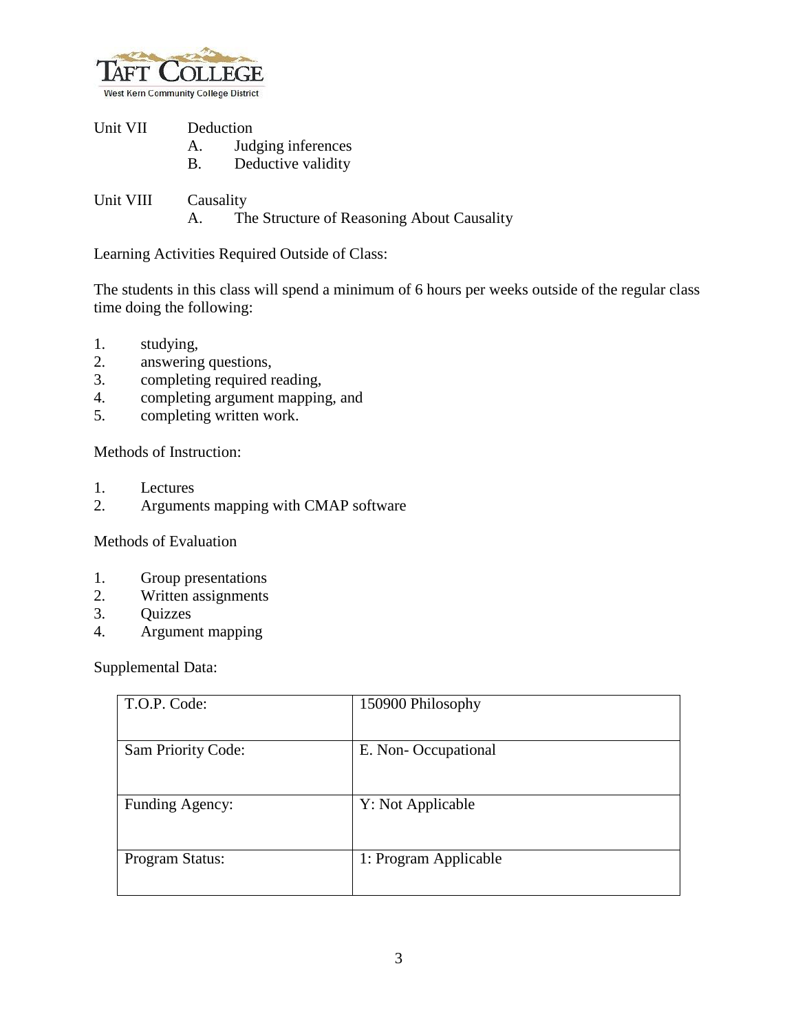Unit VII Deduction

A. Judging inferences
B. Deductive validity

Unit VIII Causality

A. The Structure of Reasoning About Causality

Learning Activities Required Outside of Class:

The students in this class will spend a minimum of 6 hours per weeks outside of the regular class time doing the following:

1. studying,
2. answering questions,
3. completing required reading,
4. completing argument mapping, and
5. completing written work.

Methods of Instruction:

1. Lectures
2. Arguments mapping with CMAP software

Methods of Evaluation

1. Group presentations
2. Written assignments
3. Quizzes
4. Argument mapping

Supplemental Data:

| | |
|---|---|
| T.O.P. Code: | 150900 Philosophy |
| Sam Priority Code: | E. Non- Occupational |
| Funding Agency: | Y: Not Applicable |
| Program Status: | 1: Program Applicable |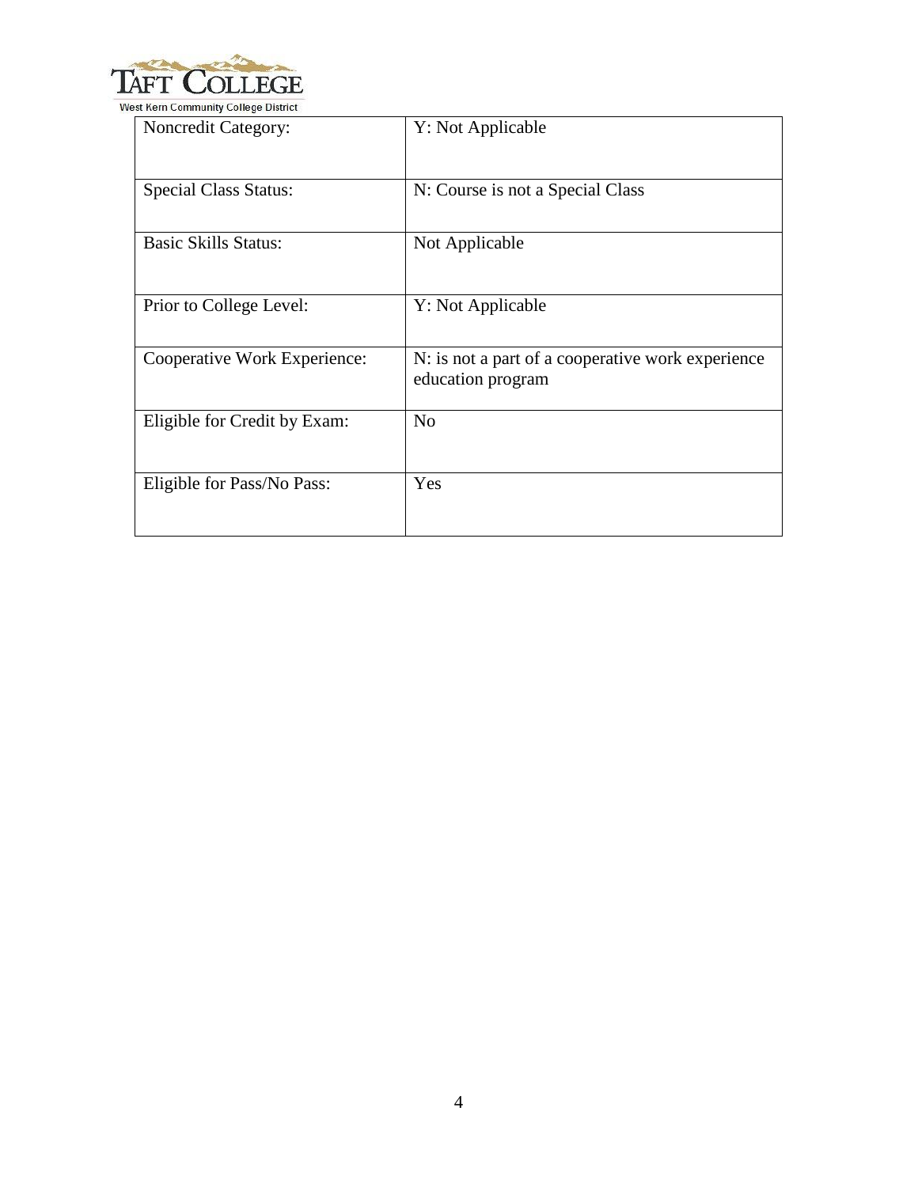| | |
|---|---|
| Noncredit Category: | Y: Not Applicable |
| Special Class Status: | N: Course is not a Special Class |
| Basic Skills Status: | Not Applicable |
| Prior to College Level: | Y: Not Applicable |
| Cooperative Work Experience: | N: is not a part of a cooperative work experience education program |
| Eligible for Credit by Exam: | No |
| Eligible for Pass/No Pass: | Yes |